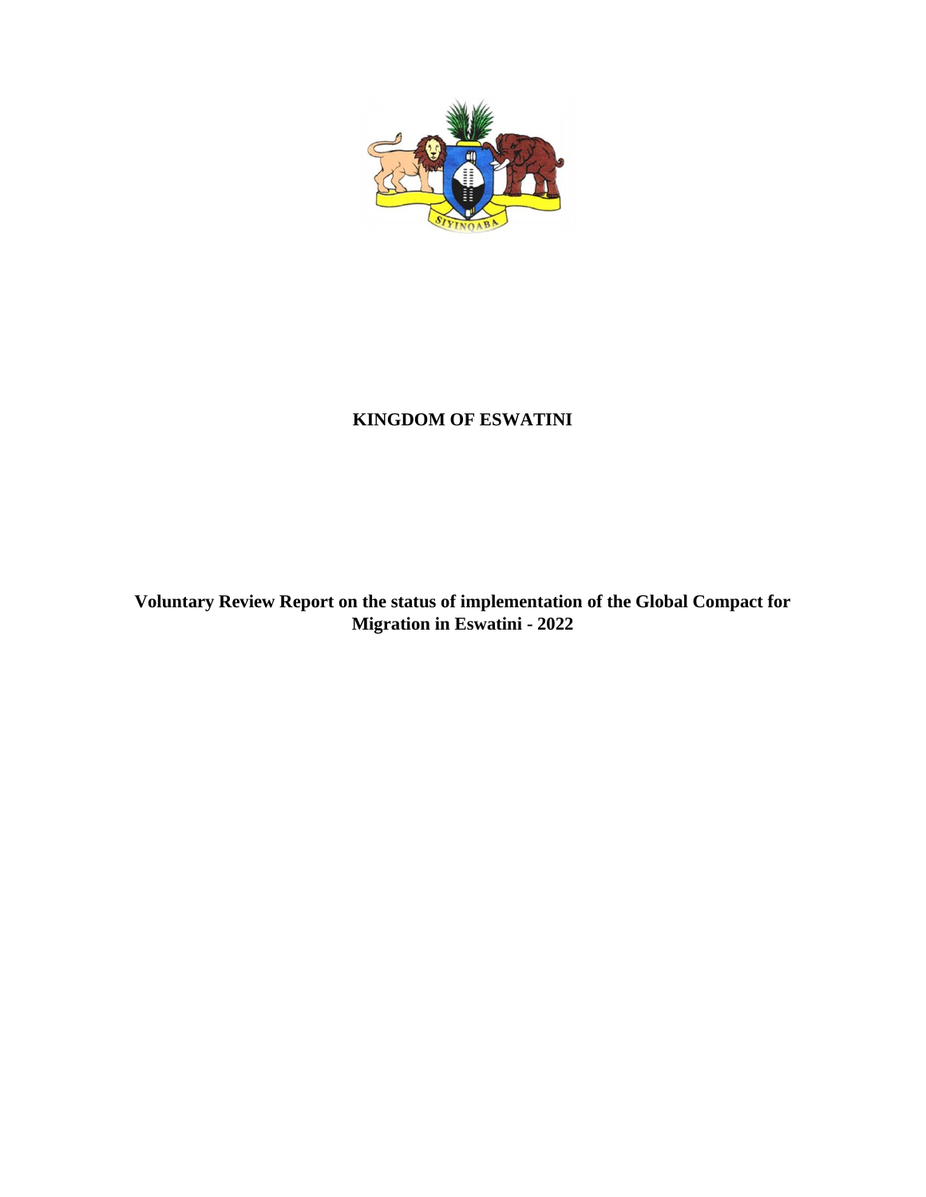# KINGDOM OF ESWATINI

**Voluntary Review Report on the status of implementation of the Global Compact for Migration in Eswatini - 2022**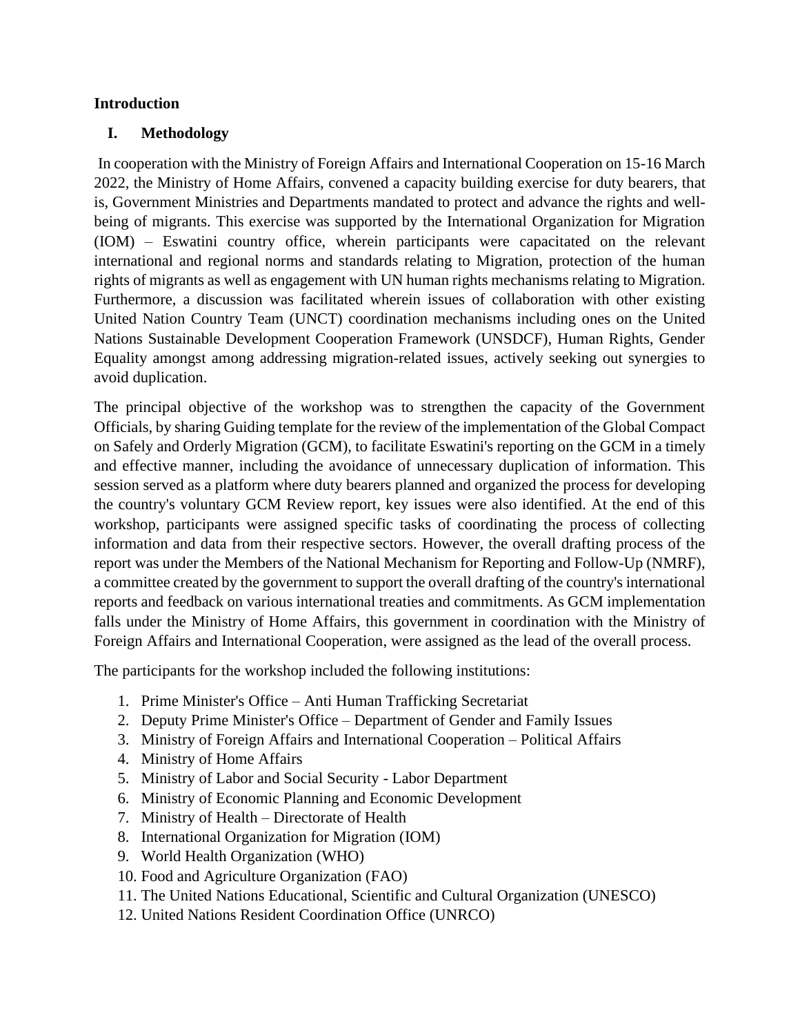**Introduction**

## I. Methodology

In cooperation with the Ministry of Foreign Affairs and International Cooperation on 15-16 March 2022, the Ministry of Home Affairs, convened a capacity building exercise for duty bearers, that is, Government Ministries and Departments mandated to protect and advance the rights and well-being of migrants. This exercise was supported by the International Organization for Migration (IOM) – Eswatini country office, wherein participants were capacitated on the relevant international and regional norms and standards relating to Migration, protection of the human rights of migrants as well as engagement with UN human rights mechanisms relating to Migration. Furthermore, a discussion was facilitated wherein issues of collaboration with other existing United Nation Country Team (UNCT) coordination mechanisms including ones on the United Nations Sustainable Development Cooperation Framework (UNSDCF), Human Rights, Gender Equality amongst among addressing migration-related issues, actively seeking out synergies to avoid duplication.

The principal objective of the workshop was to strengthen the capacity of the Government Officials, by sharing Guiding template for the review of the implementation of the Global Compact on Safely and Orderly Migration (GCM), to facilitate Eswatini's reporting on the GCM in a timely and effective manner, including the avoidance of unnecessary duplication of information. This session served as a platform where duty bearers planned and organized the process for developing the country's voluntary GCM Review report, key issues were also identified. At the end of this workshop, participants were assigned specific tasks of coordinating the process of collecting information and data from their respective sectors. However, the overall drafting process of the report was under the Members of the National Mechanism for Reporting and Follow-Up (NMRF), a committee created by the government to support the overall drafting of the country's international reports and feedback on various international treaties and commitments. As GCM implementation falls under the Ministry of Home Affairs, this government in coordination with the Ministry of Foreign Affairs and International Cooperation, were assigned as the lead of the overall process.

The participants for the workshop included the following institutions:

1. Prime Minister's Office – Anti Human Trafficking Secretariat
2. Deputy Prime Minister's Office – Department of Gender and Family Issues
3. Ministry of Foreign Affairs and International Cooperation – Political Affairs
4. Ministry of Home Affairs
5. Ministry of Labor and Social Security - Labor Department
6. Ministry of Economic Planning and Economic Development
7. Ministry of Health – Directorate of Health
8. International Organization for Migration (IOM)
9. World Health Organization (WHO)
10. Food and Agriculture Organization (FAO)
11. The United Nations Educational, Scientific and Cultural Organization (UNESCO)
12. United Nations Resident Coordination Office (UNRCO)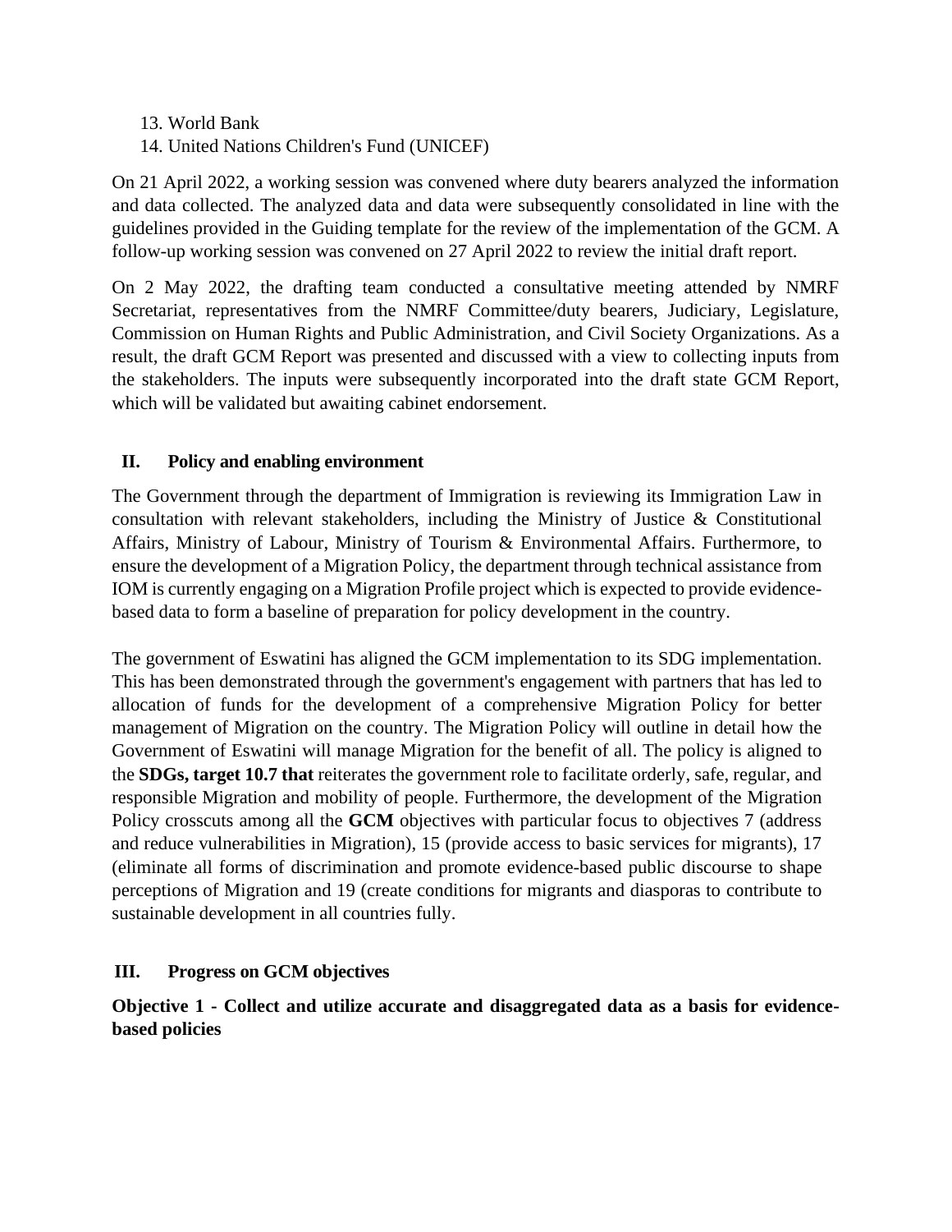13. World Bank
14. United Nations Children's Fund (UNICEF)

On 21 April 2022, a working session was convened where duty bearers analyzed the information and data collected. The analyzed data and data were subsequently consolidated in line with the guidelines provided in the Guiding template for the review of the implementation of the GCM. A follow-up working session was convened on 27 April 2022 to review the initial draft report.

On 2 May 2022, the drafting team conducted a consultative meeting attended by NMRF Secretariat, representatives from the NMRF Committee/duty bearers, Judiciary, Legislature, Commission on Human Rights and Public Administration, and Civil Society Organizations. As a result, the draft GCM Report was presented and discussed with a view to collecting inputs from the stakeholders. The inputs were subsequently incorporated into the draft state GCM Report, which will be validated but awaiting cabinet endorsement.

## II. Policy and enabling environment

The Government through the department of Immigration is reviewing its Immigration Law in consultation with relevant stakeholders, including the Ministry of Justice & Constitutional Affairs, Ministry of Labour, Ministry of Tourism & Environmental Affairs. Furthermore, to ensure the development of a Migration Policy, the department through technical assistance from IOM is currently engaging on a Migration Profile project which is expected to provide evidence-based data to form a baseline of preparation for policy development in the country.

The government of Eswatini has aligned the GCM implementation to its SDG implementation. This has been demonstrated through the government's engagement with partners that has led to allocation of funds for the development of a comprehensive Migration Policy for better management of Migration on the country. The Migration Policy will outline in detail how the Government of Eswatini will manage Migration for the benefit of all. The policy is aligned to the **SDGs, target 10.7 that** reiterates the government role to facilitate orderly, safe, regular, and responsible Migration and mobility of people. Furthermore, the development of the Migration Policy crosscuts among all the **GCM** objectives with particular focus to objectives 7 (address and reduce vulnerabilities in Migration), 15 (provide access to basic services for migrants), 17 (eliminate all forms of discrimination and promote evidence-based public discourse to shape perceptions of Migration and 19 (create conditions for migrants and diasporas to contribute to sustainable development in all countries fully.

## III. Progress on GCM objectives

### Objective 1 - Collect and utilize accurate and disaggregated data as a basis for evidence-based policies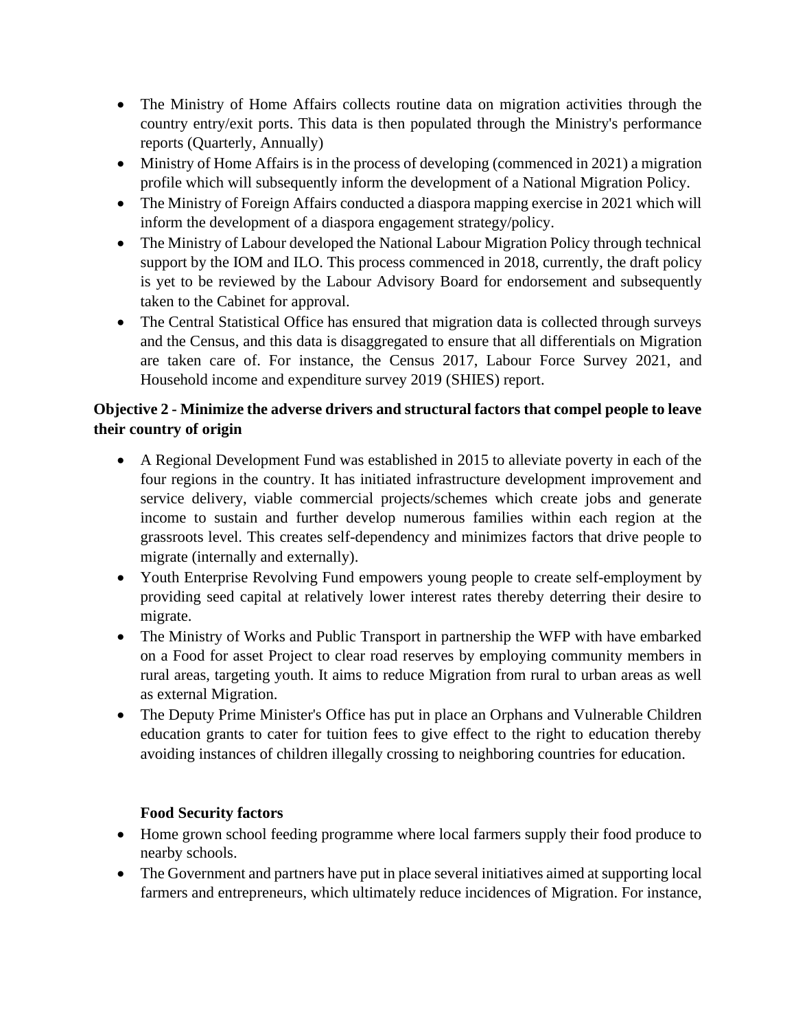- The Ministry of Home Affairs collects routine data on migration activities through the country entry/exit ports. This data is then populated through the Ministry's performance reports (Quarterly, Annually)
- Ministry of Home Affairs is in the process of developing (commenced in 2021) a migration profile which will subsequently inform the development of a National Migration Policy.
- The Ministry of Foreign Affairs conducted a diaspora mapping exercise in 2021 which will inform the development of a diaspora engagement strategy/policy.
- The Ministry of Labour developed the National Labour Migration Policy through technical support by the IOM and ILO. This process commenced in 2018, currently, the draft policy is yet to be reviewed by the Labour Advisory Board for endorsement and subsequently taken to the Cabinet for approval.
- The Central Statistical Office has ensured that migration data is collected through surveys and the Census, and this data is disaggregated to ensure that all differentials on Migration are taken care of. For instance, the Census 2017, Labour Force Survey 2021, and Household income and expenditure survey 2019 (SHIES) report.

**Objective 2 - Minimize the adverse drivers and structural factors that compel people to leave their country of origin**

- A Regional Development Fund was established in 2015 to alleviate poverty in each of the four regions in the country. It has initiated infrastructure development improvement and service delivery, viable commercial projects/schemes which create jobs and generate income to sustain and further develop numerous families within each region at the grassroots level. This creates self-dependency and minimizes factors that drive people to migrate (internally and externally).
- Youth Enterprise Revolving Fund empowers young people to create self-employment by providing seed capital at relatively lower interest rates thereby deterring their desire to migrate.
- The Ministry of Works and Public Transport in partnership the WFP with have embarked on a Food for asset Project to clear road reserves by employing community members in rural areas, targeting youth. It aims to reduce Migration from rural to urban areas as well as external Migration.
- The Deputy Prime Minister's Office has put in place an Orphans and Vulnerable Children education grants to cater for tuition fees to give effect to the right to education thereby avoiding instances of children illegally crossing to neighboring countries for education.

**Food Security factors**

- Home grown school feeding programme where local farmers supply their food produce to nearby schools.
- The Government and partners have put in place several initiatives aimed at supporting local farmers and entrepreneurs, which ultimately reduce incidences of Migration. For instance,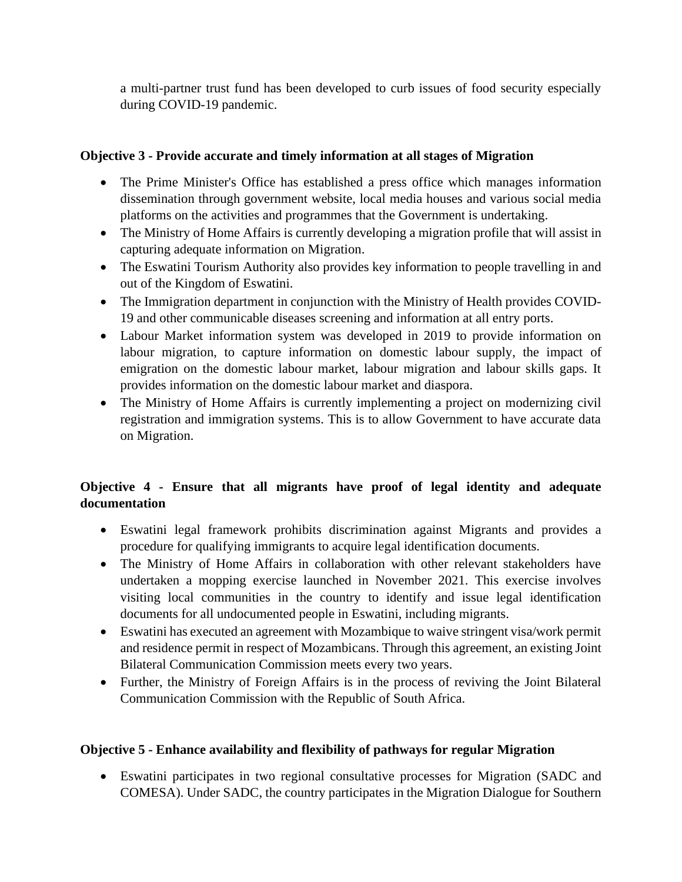a multi-partner trust fund has been developed to curb issues of food security especially during COVID-19 pandemic.

**Objective 3 - Provide accurate and timely information at all stages of Migration**

- The Prime Minister's Office has established a press office which manages information dissemination through government website, local media houses and various social media platforms on the activities and programmes that the Government is undertaking.
- The Ministry of Home Affairs is currently developing a migration profile that will assist in capturing adequate information on Migration.
- The Eswatini Tourism Authority also provides key information to people travelling in and out of the Kingdom of Eswatini.
- The Immigration department in conjunction with the Ministry of Health provides COVID-19 and other communicable diseases screening and information at all entry ports.
- Labour Market information system was developed in 2019 to provide information on labour migration, to capture information on domestic labour supply, the impact of emigration on the domestic labour market, labour migration and labour skills gaps. It provides information on the domestic labour market and diaspora.
- The Ministry of Home Affairs is currently implementing a project on modernizing civil registration and immigration systems. This is to allow Government to have accurate data on Migration.

**Objective 4 - Ensure that all migrants have proof of legal identity and adequate documentation**

- Eswatini legal framework prohibits discrimination against Migrants and provides a procedure for qualifying immigrants to acquire legal identification documents.
- The Ministry of Home Affairs in collaboration with other relevant stakeholders have undertaken a mopping exercise launched in November 2021. This exercise involves visiting local communities in the country to identify and issue legal identification documents for all undocumented people in Eswatini, including migrants.
- Eswatini has executed an agreement with Mozambique to waive stringent visa/work permit and residence permit in respect of Mozambicans. Through this agreement, an existing Joint Bilateral Communication Commission meets every two years.
- Further, the Ministry of Foreign Affairs is in the process of reviving the Joint Bilateral Communication Commission with the Republic of South Africa.

**Objective 5 - Enhance availability and flexibility of pathways for regular Migration**

- Eswatini participates in two regional consultative processes for Migration (SADC and COMESA). Under SADC, the country participates in the Migration Dialogue for Southern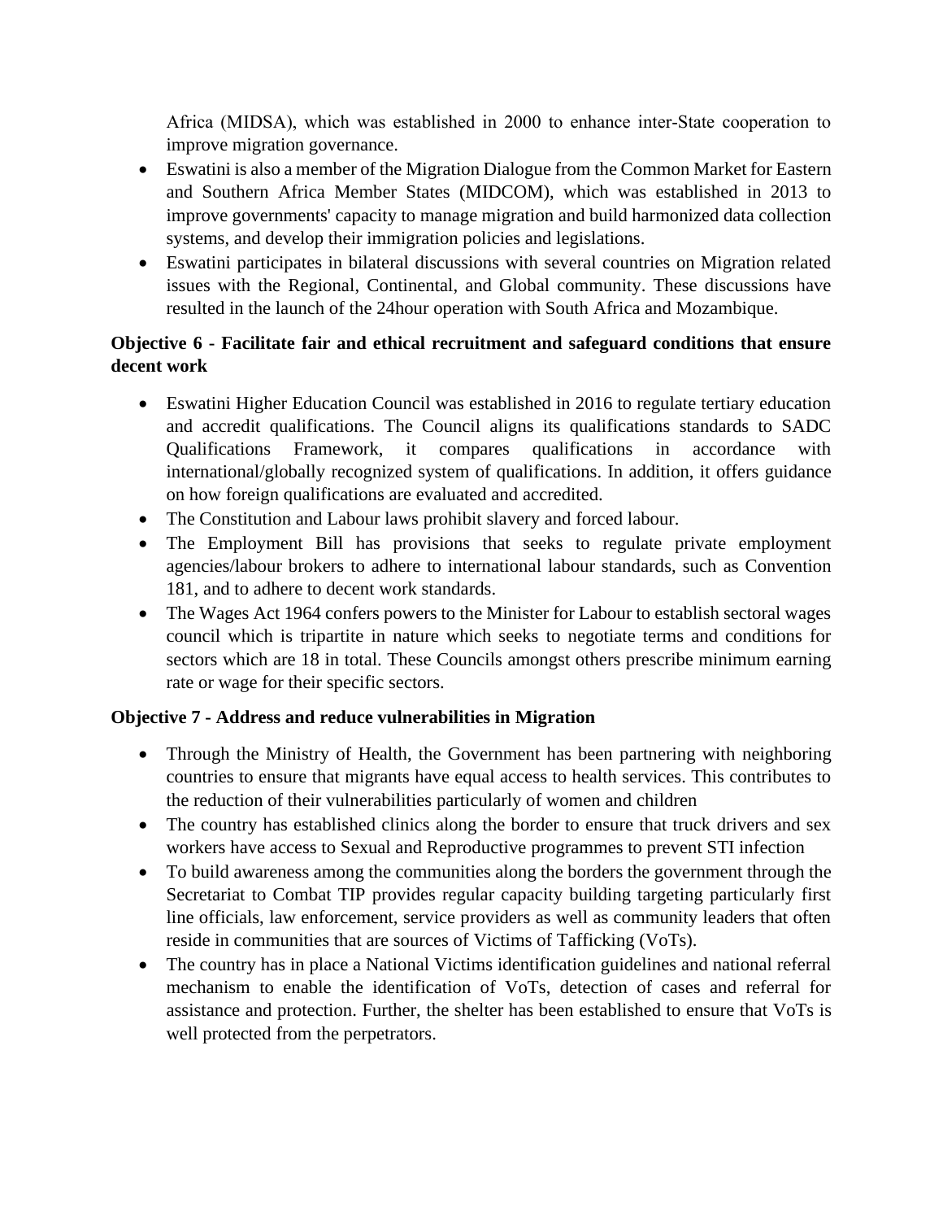Africa (MIDSA), which was established in 2000 to enhance inter-State cooperation to improve migration governance.

- Eswatini is also a member of the Migration Dialogue from the Common Market for Eastern and Southern Africa Member States (MIDCOM), which was established in 2013 to improve governments' capacity to manage migration and build harmonized data collection systems, and develop their immigration policies and legislations.
- Eswatini participates in bilateral discussions with several countries on Migration related issues with the Regional, Continental, and Global community. These discussions have resulted in the launch of the 24hour operation with South Africa and Mozambique.

**Objective 6 - Facilitate fair and ethical recruitment and safeguard conditions that ensure decent work**

- Eswatini Higher Education Council was established in 2016 to regulate tertiary education and accredit qualifications. The Council aligns its qualifications standards to SADC Qualifications Framework, it compares qualifications in accordance with international/globally recognized system of qualifications. In addition, it offers guidance on how foreign qualifications are evaluated and accredited.
- The Constitution and Labour laws prohibit slavery and forced labour.
- The Employment Bill has provisions that seeks to regulate private employment agencies/labour brokers to adhere to international labour standards, such as Convention 181, and to adhere to decent work standards.
- The Wages Act 1964 confers powers to the Minister for Labour to establish sectoral wages council which is tripartite in nature which seeks to negotiate terms and conditions for sectors which are 18 in total. These Councils amongst others prescribe minimum earning rate or wage for their specific sectors.

**Objective 7 - Address and reduce vulnerabilities in Migration**

- Through the Ministry of Health, the Government has been partnering with neighboring countries to ensure that migrants have equal access to health services. This contributes to the reduction of their vulnerabilities particularly of women and children
- The country has established clinics along the border to ensure that truck drivers and sex workers have access to Sexual and Reproductive programmes to prevent STI infection
- To build awareness among the communities along the borders the government through the Secretariat to Combat TIP provides regular capacity building targeting particularly first line officials, law enforcement, service providers as well as community leaders that often reside in communities that are sources of Victims of Tafficking (VoTs).
- The country has in place a National Victims identification guidelines and national referral mechanism to enable the identification of VoTs, detection of cases and referral for assistance and protection. Further, the shelter has been established to ensure that VoTs is well protected from the perpetrators.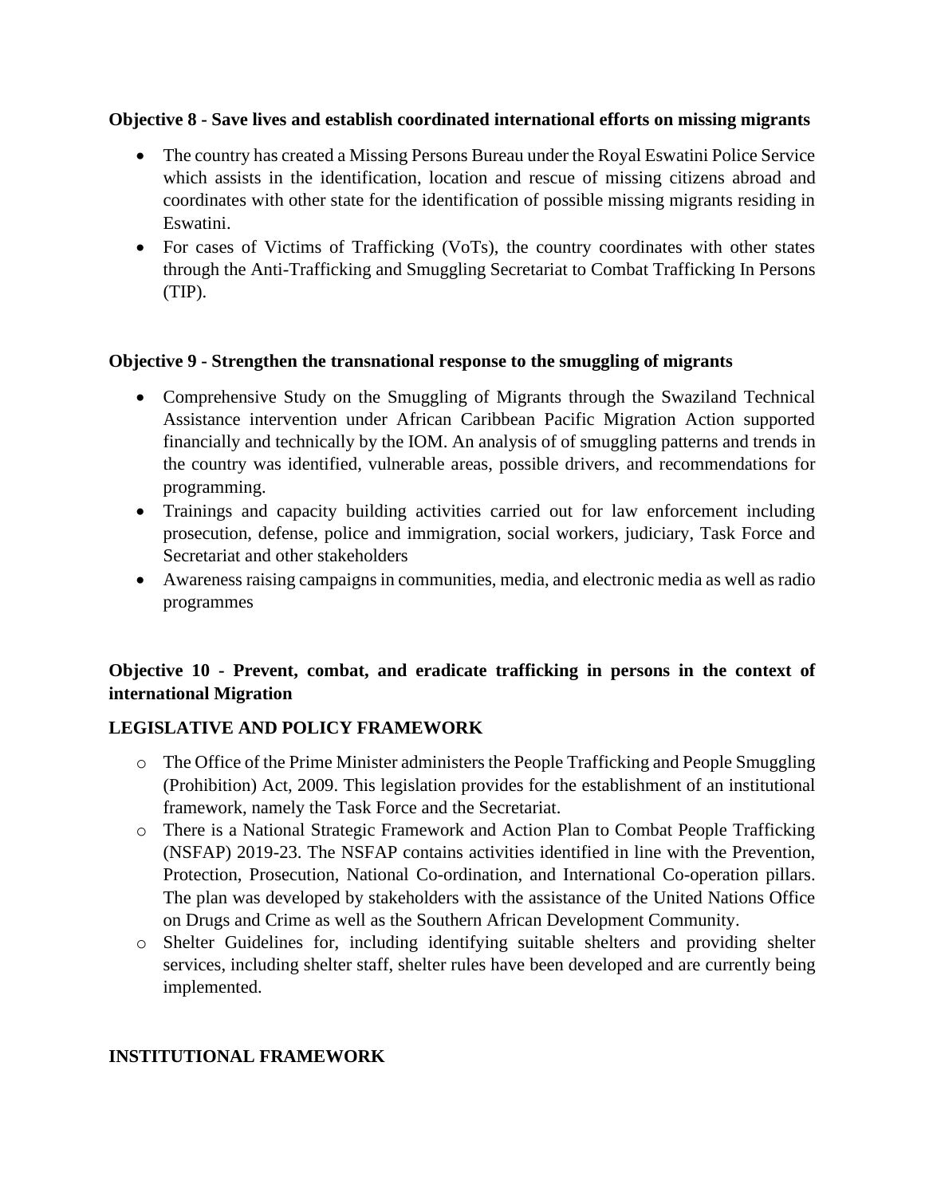**Objective 8 - Save lives and establish coordinated international efforts on missing migrants**

- The country has created a Missing Persons Bureau under the Royal Eswatini Police Service which assists in the identification, location and rescue of missing citizens abroad and coordinates with other state for the identification of possible missing migrants residing in Eswatini.
- For cases of Victims of Trafficking (VoTs), the country coordinates with other states through the Anti-Trafficking and Smuggling Secretariat to Combat Trafficking In Persons (TIP).

**Objective 9 - Strengthen the transnational response to the smuggling of migrants**

- Comprehensive Study on the Smuggling of Migrants through the Swaziland Technical Assistance intervention under African Caribbean Pacific Migration Action supported financially and technically by the IOM. An analysis of of smuggling patterns and trends in the country was identified, vulnerable areas, possible drivers, and recommendations for programming.
- Trainings and capacity building activities carried out for law enforcement including prosecution, defense, police and immigration, social workers, judiciary, Task Force and Secretariat and other stakeholders
- Awareness raising campaigns in communities, media, and electronic media as well as radio programmes

**Objective 10 - Prevent, combat, and eradicate trafficking in persons in the context of international Migration**

**LEGISLATIVE AND POLICY FRAMEWORK**

- The Office of the Prime Minister administers the People Trafficking and People Smuggling (Prohibition) Act, 2009. This legislation provides for the establishment of an institutional framework, namely the Task Force and the Secretariat.
- There is a National Strategic Framework and Action Plan to Combat People Trafficking (NSFAP) 2019-23. The NSFAP contains activities identified in line with the Prevention, Protection, Prosecution, National Co-ordination, and International Co-operation pillars. The plan was developed by stakeholders with the assistance of the United Nations Office on Drugs and Crime as well as the Southern African Development Community.
- Shelter Guidelines for, including identifying suitable shelters and providing shelter services, including shelter staff, shelter rules have been developed and are currently being implemented.

**INSTITUTIONAL FRAMEWORK**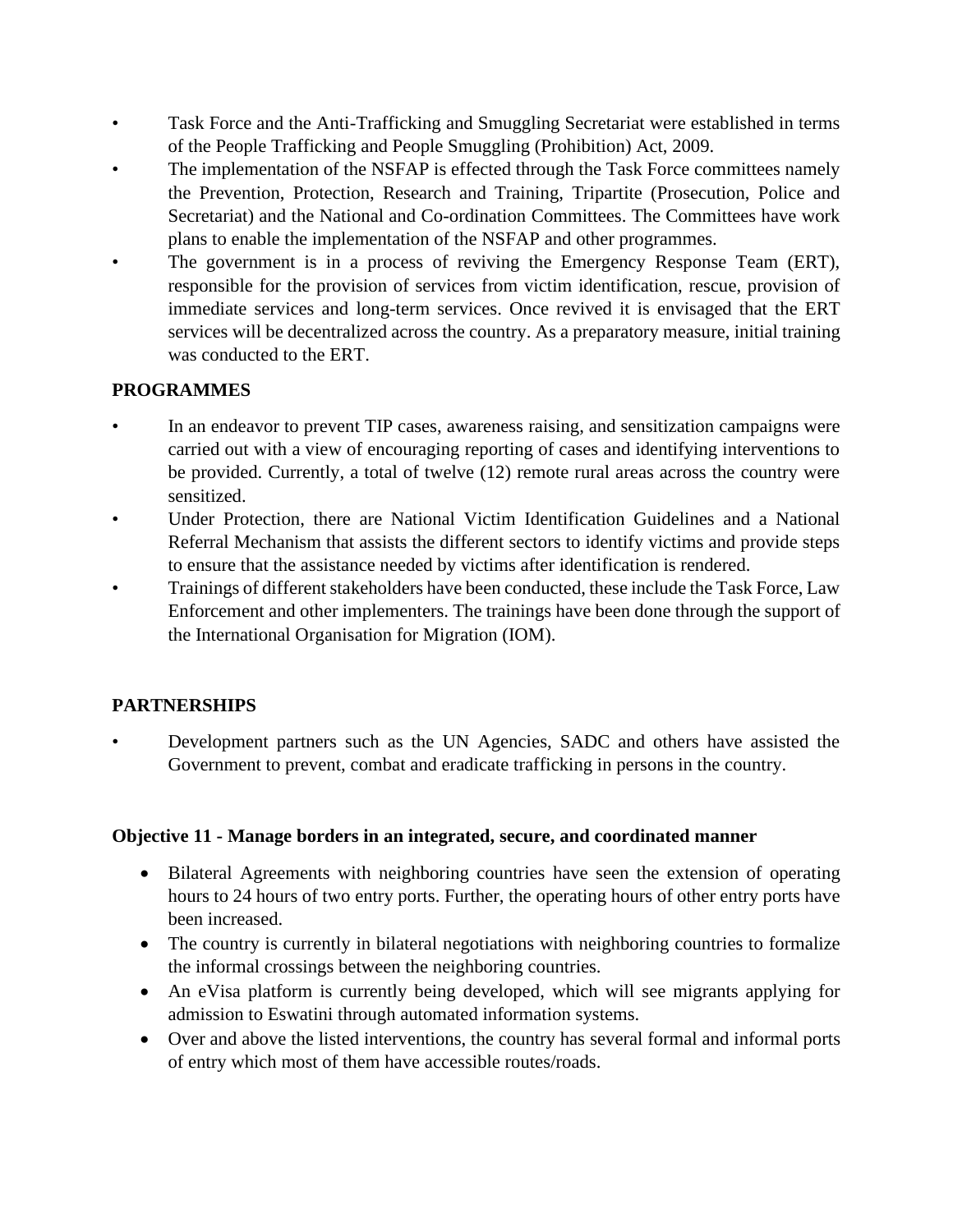- Task Force and the Anti-Trafficking and Smuggling Secretariat were established in terms of the People Trafficking and People Smuggling (Prohibition) Act, 2009.
- The implementation of the NSFAP is effected through the Task Force committees namely the Prevention, Protection, Research and Training, Tripartite (Prosecution, Police and Secretariat) and the National and Co-ordination Committees. The Committees have work plans to enable the implementation of the NSFAP and other programmes.
- The government is in a process of reviving the Emergency Response Team (ERT), responsible for the provision of services from victim identification, rescue, provision of immediate services and long-term services. Once revived it is envisaged that the ERT services will be decentralized across the country. As a preparatory measure, initial training was conducted to the ERT.

**PROGRAMMES**

- In an endeavor to prevent TIP cases, awareness raising, and sensitization campaigns were carried out with a view of encouraging reporting of cases and identifying interventions to be provided. Currently, a total of twelve (12) remote rural areas across the country were sensitized.
- Under Protection, there are National Victim Identification Guidelines and a National Referral Mechanism that assists the different sectors to identify victims and provide steps to ensure that the assistance needed by victims after identification is rendered.
- Trainings of different stakeholders have been conducted, these include the Task Force, Law Enforcement and other implementers. The trainings have been done through the support of the International Organisation for Migration (IOM).

**PARTNERSHIPS**

- Development partners such as the UN Agencies, SADC and others have assisted the Government to prevent, combat and eradicate trafficking in persons in the country.

**Objective 11 - Manage borders in an integrated, secure, and coordinated manner**

- Bilateral Agreements with neighboring countries have seen the extension of operating hours to 24 hours of two entry ports. Further, the operating hours of other entry ports have been increased.
- The country is currently in bilateral negotiations with neighboring countries to formalize the informal crossings between the neighboring countries.
- An eVisa platform is currently being developed, which will see migrants applying for admission to Eswatini through automated information systems.
- Over and above the listed interventions, the country has several formal and informal ports of entry which most of them have accessible routes/roads.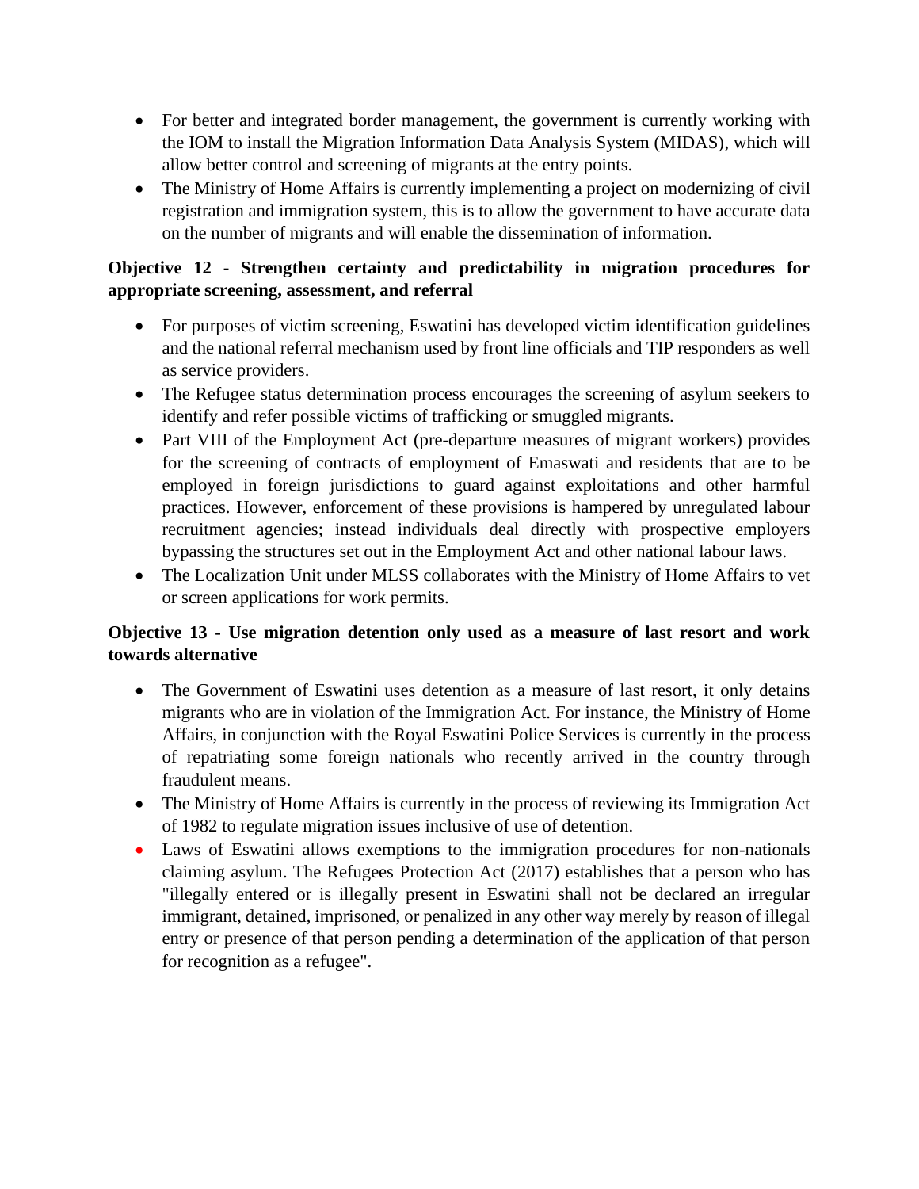- For better and integrated border management, the government is currently working with the IOM to install the Migration Information Data Analysis System (MIDAS), which will allow better control and screening of migrants at the entry points.
- The Ministry of Home Affairs is currently implementing a project on modernizing of civil registration and immigration system, this is to allow the government to have accurate data on the number of migrants and will enable the dissemination of information.

**Objective 12 - Strengthen certainty and predictability in migration procedures for appropriate screening, assessment, and referral**

- For purposes of victim screening, Eswatini has developed victim identification guidelines and the national referral mechanism used by front line officials and TIP responders as well as service providers.
- The Refugee status determination process encourages the screening of asylum seekers to identify and refer possible victims of trafficking or smuggled migrants.
- Part VIII of the Employment Act (pre-departure measures of migrant workers) provides for the screening of contracts of employment of Emaswati and residents that are to be employed in foreign jurisdictions to guard against exploitations and other harmful practices. However, enforcement of these provisions is hampered by unregulated labour recruitment agencies; instead individuals deal directly with prospective employers bypassing the structures set out in the Employment Act and other national labour laws.
- The Localization Unit under MLSS collaborates with the Ministry of Home Affairs to vet or screen applications for work permits.

**Objective 13 - Use migration detention only used as a measure of last resort and work towards alternative**

- The Government of Eswatini uses detention as a measure of last resort, it only detains migrants who are in violation of the Immigration Act. For instance, the Ministry of Home Affairs, in conjunction with the Royal Eswatini Police Services is currently in the process of repatriating some foreign nationals who recently arrived in the country through fraudulent means.
- The Ministry of Home Affairs is currently in the process of reviewing its Immigration Act of 1982 to regulate migration issues inclusive of use of detention.
- Laws of Eswatini allows exemptions to the immigration procedures for non-nationals claiming asylum. The Refugees Protection Act (2017) establishes that a person who has "illegally entered or is illegally present in Eswatini shall not be declared an irregular immigrant, detained, imprisoned, or penalized in any other way merely by reason of illegal entry or presence of that person pending a determination of the application of that person for recognition as a refugee".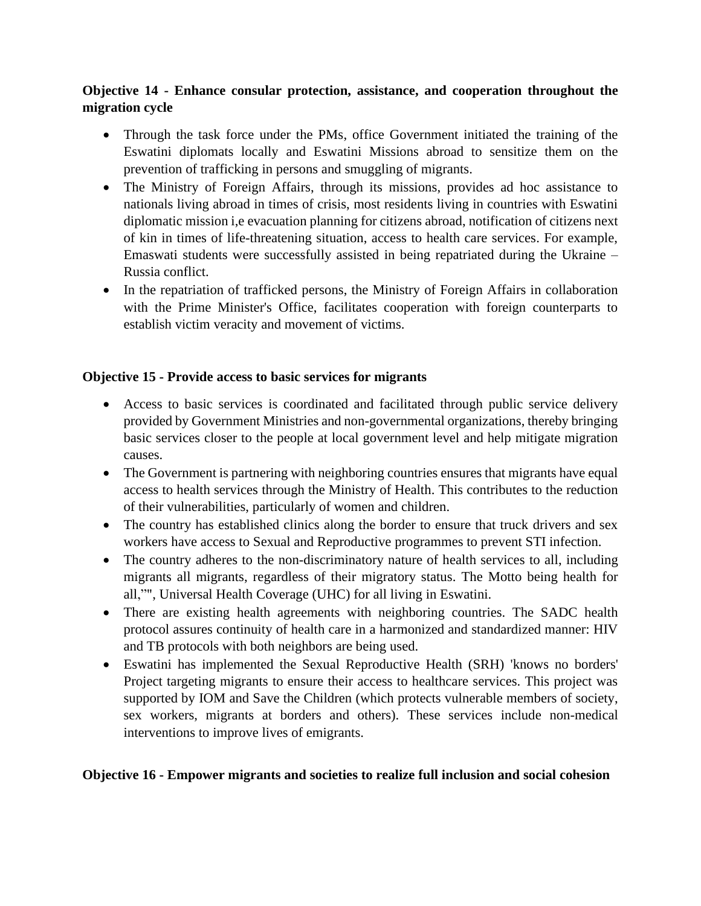**Objective 14 - Enhance consular protection, assistance, and cooperation throughout the migration cycle**

- Through the task force under the PMs, office Government initiated the training of the Eswatini diplomats locally and Eswatini Missions abroad to sensitize them on the prevention of trafficking in persons and smuggling of migrants.
- The Ministry of Foreign Affairs, through its missions, provides ad hoc assistance to nationals living abroad in times of crisis, most residents living in countries with Eswatini diplomatic mission i,e evacuation planning for citizens abroad, notification of citizens next of kin in times of life-threatening situation, access to health care services. For example, Emaswati students were successfully assisted in being repatriated during the Ukraine – Russia conflict.
- In the repatriation of trafficked persons, the Ministry of Foreign Affairs in collaboration with the Prime Minister's Office, facilitates cooperation with foreign counterparts to establish victim veracity and movement of victims.

**Objective 15 - Provide access to basic services for migrants**

- Access to basic services is coordinated and facilitated through public service delivery provided by Government Ministries and non-governmental organizations, thereby bringing basic services closer to the people at local government level and help mitigate migration causes.
- The Government is partnering with neighboring countries ensures that migrants have equal access to health services through the Ministry of Health. This contributes to the reduction of their vulnerabilities, particularly of women and children.
- The country has established clinics along the border to ensure that truck drivers and sex workers have access to Sexual and Reproductive programmes to prevent STI infection.
- The country adheres to the non-discriminatory nature of health services to all, including migrants all migrants, regardless of their migratory status. The Motto being health for all,”", Universal Health Coverage (UHC) for all living in Eswatini.
- There are existing health agreements with neighboring countries. The SADC health protocol assures continuity of health care in a harmonized and standardized manner: HIV and TB protocols with both neighbors are being used.
- Eswatini has implemented the Sexual Reproductive Health (SRH) 'knows no borders' Project targeting migrants to ensure their access to healthcare services. This project was supported by IOM and Save the Children (which protects vulnerable members of society, sex workers, migrants at borders and others). These services include non-medical interventions to improve lives of emigrants.

**Objective 16 - Empower migrants and societies to realize full inclusion and social cohesion**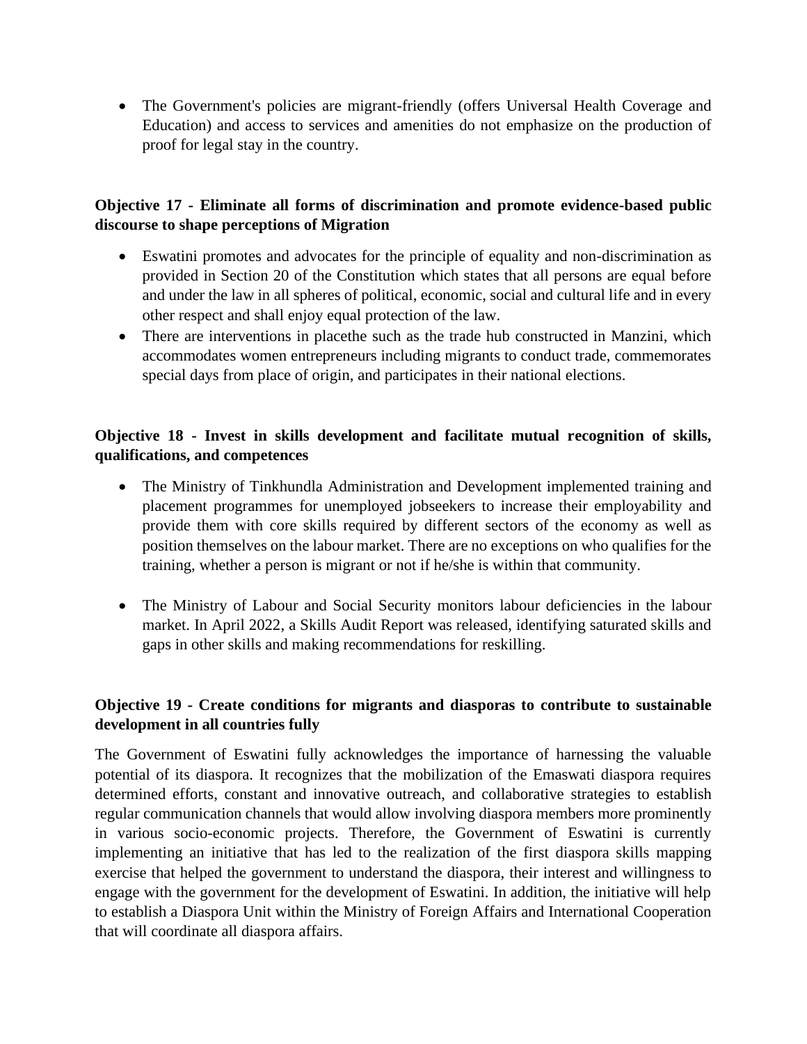- The Government's policies are migrant-friendly (offers Universal Health Coverage and Education) and access to services and amenities do not emphasize on the production of proof for legal stay in the country.

**Objective 17 - Eliminate all forms of discrimination and promote evidence-based public discourse to shape perceptions of Migration**

- Eswatini promotes and advocates for the principle of equality and non-discrimination as provided in Section 20 of the Constitution which states that all persons are equal before and under the law in all spheres of political, economic, social and cultural life and in every other respect and shall enjoy equal protection of the law.
- There are interventions in placethe such as the trade hub constructed in Manzini, which accommodates women entrepreneurs including migrants to conduct trade, commemorates special days from place of origin, and participates in their national elections.

**Objective 18 - Invest in skills development and facilitate mutual recognition of skills, qualifications, and competences**

- The Ministry of Tinkhundla Administration and Development implemented training and placement programmes for unemployed jobseekers to increase their employability and provide them with core skills required by different sectors of the economy as well as position themselves on the labour market. There are no exceptions on who qualifies for the training, whether a person is migrant or not if he/she is within that community.

- The Ministry of Labour and Social Security monitors labour deficiencies in the labour market. In April 2022, a Skills Audit Report was released, identifying saturated skills and gaps in other skills and making recommendations for reskilling.

**Objective 19 - Create conditions for migrants and diasporas to contribute to sustainable development in all countries fully**

The Government of Eswatini fully acknowledges the importance of harnessing the valuable potential of its diaspora. It recognizes that the mobilization of the Emaswati diaspora requires determined efforts, constant and innovative outreach, and collaborative strategies to establish regular communication channels that would allow involving diaspora members more prominently in various socio-economic projects. Therefore, the Government of Eswatini is currently implementing an initiative that has led to the realization of the first diaspora skills mapping exercise that helped the government to understand the diaspora, their interest and willingness to engage with the government for the development of Eswatini. In addition, the initiative will help to establish a Diaspora Unit within the Ministry of Foreign Affairs and International Cooperation that will coordinate all diaspora affairs.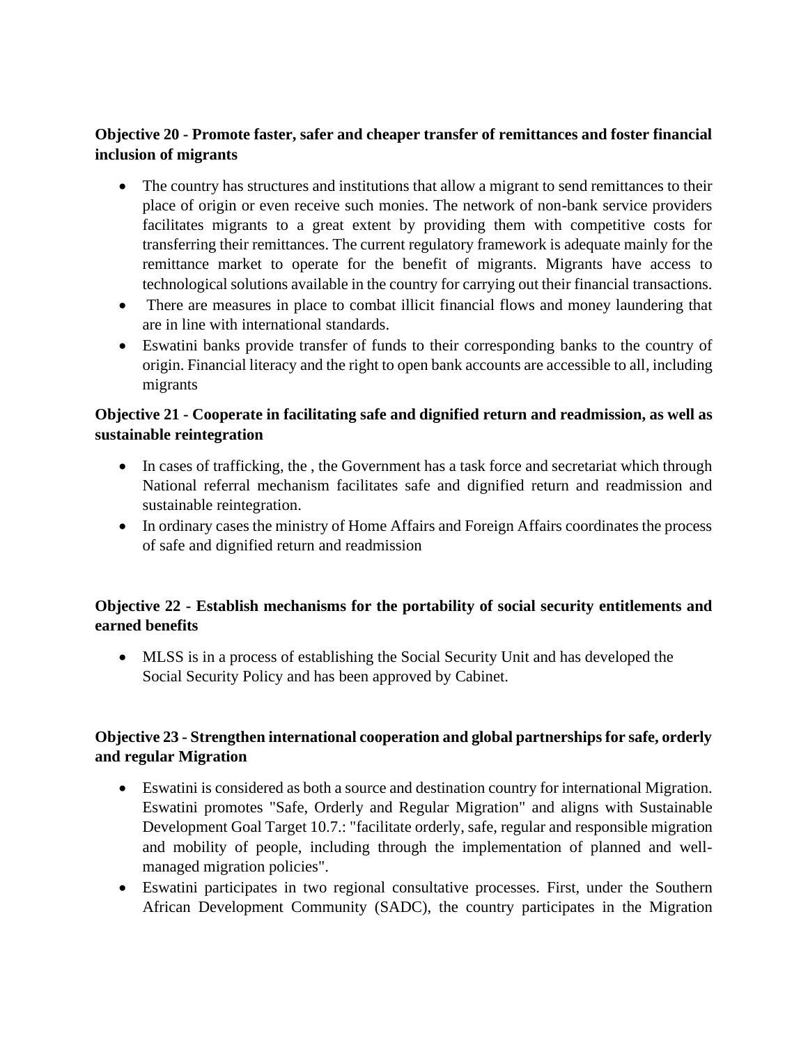**Objective 20 - Promote faster, safer and cheaper transfer of remittances and foster financial inclusion of migrants**

- The country has structures and institutions that allow a migrant to send remittances to their place of origin or even receive such monies. The network of non-bank service providers facilitates migrants to a great extent by providing them with competitive costs for transferring their remittances. The current regulatory framework is adequate mainly for the remittance market to operate for the benefit of migrants. Migrants have access to technological solutions available in the country for carrying out their financial transactions.
- There are measures in place to combat illicit financial flows and money laundering that are in line with international standards.
- Eswatini banks provide transfer of funds to their corresponding banks to the country of origin. Financial literacy and the right to open bank accounts are accessible to all, including migrants

**Objective 21 - Cooperate in facilitating safe and dignified return and readmission, as well as sustainable reintegration**

- In cases of trafficking, the , the Government has a task force and secretariat which through National referral mechanism facilitates safe and dignified return and readmission and sustainable reintegration.
- In ordinary cases the ministry of Home Affairs and Foreign Affairs coordinates the process of safe and dignified return and readmission

**Objective 22 - Establish mechanisms for the portability of social security entitlements and earned benefits**

- MLSS is in a process of establishing the Social Security Unit and has developed the Social Security Policy and has been approved by Cabinet.

**Objective 23 - Strengthen international cooperation and global partnerships for safe, orderly and regular Migration**

- Eswatini is considered as both a source and destination country for international Migration. Eswatini promotes "Safe, Orderly and Regular Migration" and aligns with Sustainable Development Goal Target 10.7.: "facilitate orderly, safe, regular and responsible migration and mobility of people, including through the implementation of planned and well-managed migration policies".
- Eswatini participates in two regional consultative processes. First, under the Southern African Development Community (SADC), the country participates in the Migration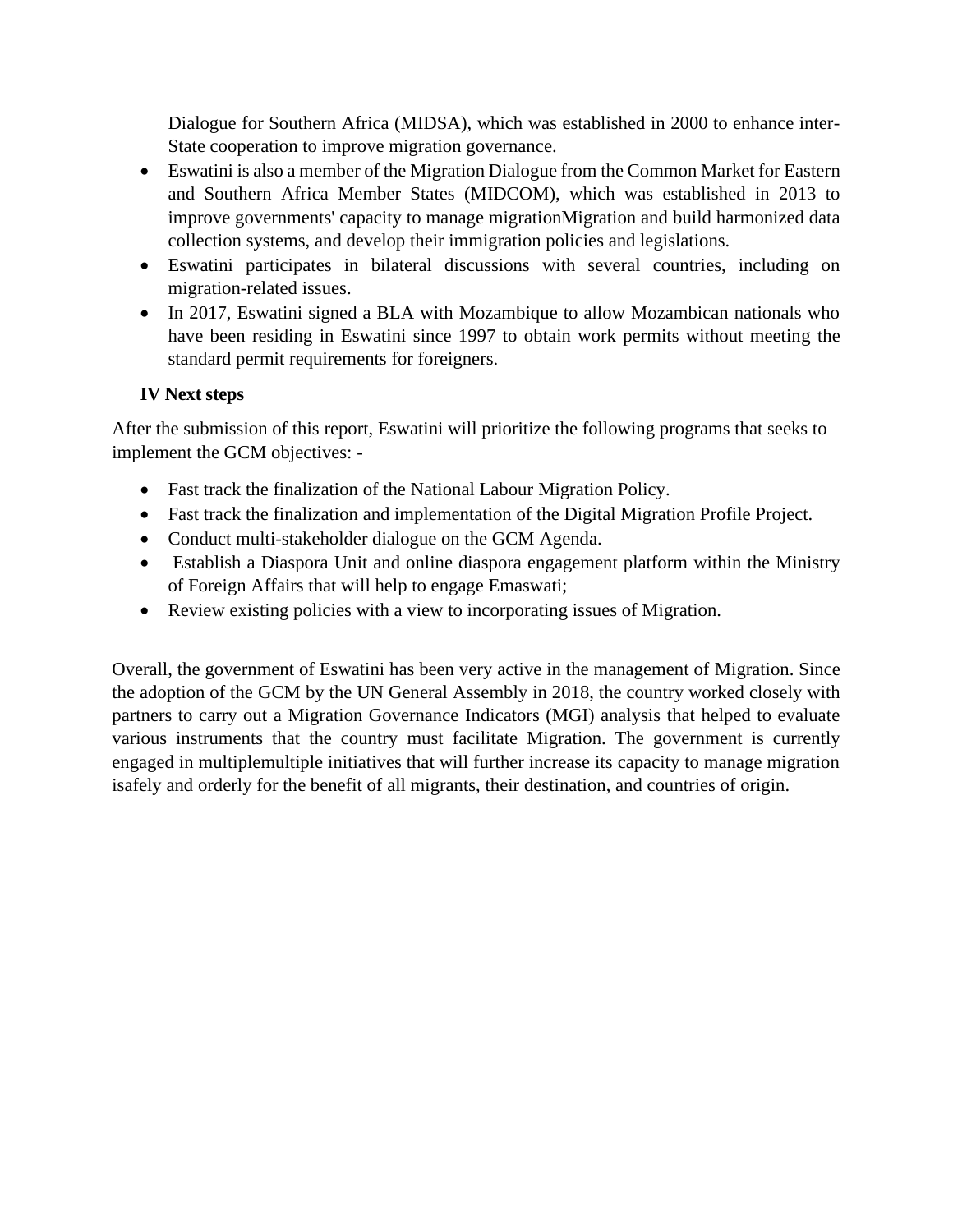Dialogue for Southern Africa (MIDSA), which was established in 2000 to enhance inter-State cooperation to improve migration governance.

- Eswatini is also a member of the Migration Dialogue from the Common Market for Eastern and Southern Africa Member States (MIDCOM), which was established in 2013 to improve governments' capacity to manage migrationMigration and build harmonized data collection systems, and develop their immigration policies and legislations.
- Eswatini participates in bilateral discussions with several countries, including on migration-related issues.
- In 2017, Eswatini signed a BLA with Mozambique to allow Mozambican nationals who have been residing in Eswatini since 1997 to obtain work permits without meeting the standard permit requirements for foreigners.

**IV Next steps**

After the submission of this report, Eswatini will prioritize the following programs that seeks to implement the GCM objectives: -

- Fast track the finalization of the National Labour Migration Policy.
- Fast track the finalization and implementation of the Digital Migration Profile Project.
- Conduct multi-stakeholder dialogue on the GCM Agenda.
- Establish a Diaspora Unit and online diaspora engagement platform within the Ministry of Foreign Affairs that will help to engage Emaswati;
- Review existing policies with a view to incorporating issues of Migration.

Overall, the government of Eswatini has been very active in the management of Migration. Since the adoption of the GCM by the UN General Assembly in 2018, the country worked closely with partners to carry out a Migration Governance Indicators (MGI) analysis that helped to evaluate various instruments that the country must facilitate Migration. The government is currently engaged in multiplemultiple initiatives that will further increase its capacity to manage migration isafely and orderly for the benefit of all migrants, their destination, and countries of origin.